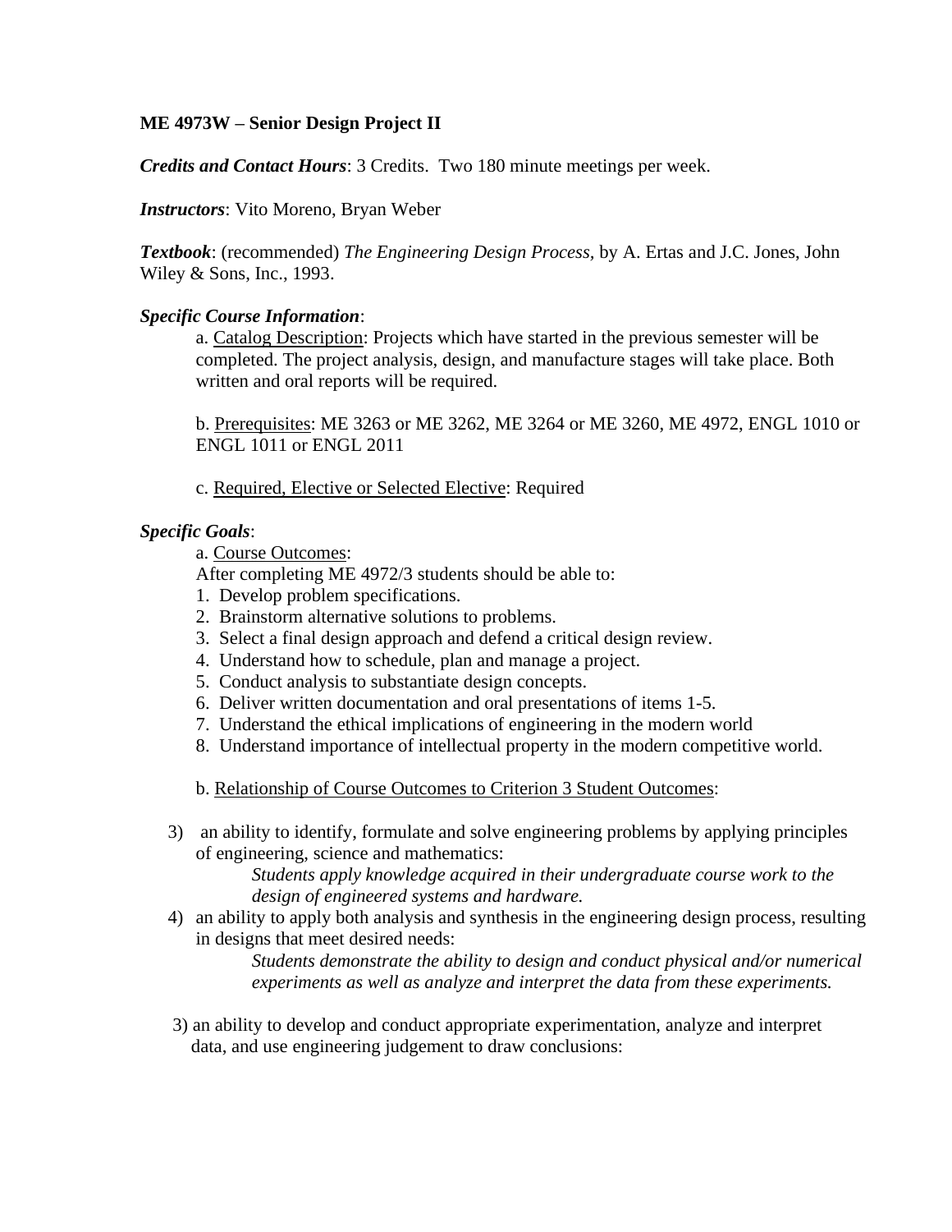**ME 4973W – Senior Design Project II**

***Credits and Contact Hours***: 3 Credits. Two 180 minute meetings per week.

***Instructors***: Vito Moreno, Bryan Weber

***Textbook***: (recommended) *The Engineering Design Process,* by A. Ertas and J.C. Jones, John Wiley & Sons, Inc., 1993.

***Specific Course Information***:

a. Catalog Description: Projects which have started in the previous semester will be completed. The project analysis, design, and manufacture stages will take place. Both written and oral reports will be required.

b. Prerequisites: ME 3263 or ME 3262, ME 3264 or ME 3260, ME 4972, ENGL 1010 or ENGL 1011 or ENGL 2011

c. Required, Elective or Selected Elective: Required

***Specific Goals***:

a. Course Outcomes:

After completing ME 4972/3 students should be able to:

1. Develop problem specifications.
2. Brainstorm alternative solutions to problems.
3. Select a final design approach and defend a critical design review.
4. Understand how to schedule, plan and manage a project.
5. Conduct analysis to substantiate design concepts.
6. Deliver written documentation and oral presentations of items 1-5.
7. Understand the ethical implications of engineering in the modern world
8. Understand importance of intellectual property in the modern competitive world.

b. Relationship of Course Outcomes to Criterion 3 Student Outcomes:

3) an ability to identify, formulate and solve engineering problems by applying principles of engineering, science and mathematics:

*Students apply knowledge acquired in their undergraduate course work to the design of engineered systems and hardware.*

4) an ability to apply both analysis and synthesis in the engineering design process, resulting in designs that meet desired needs:

*Students demonstrate the ability to design and conduct physical and/or numerical experiments as well as analyze and interpret the data from these experiments.*

3) an ability to develop and conduct appropriate experimentation, analyze and interpret data, and use engineering judgement to draw conclusions: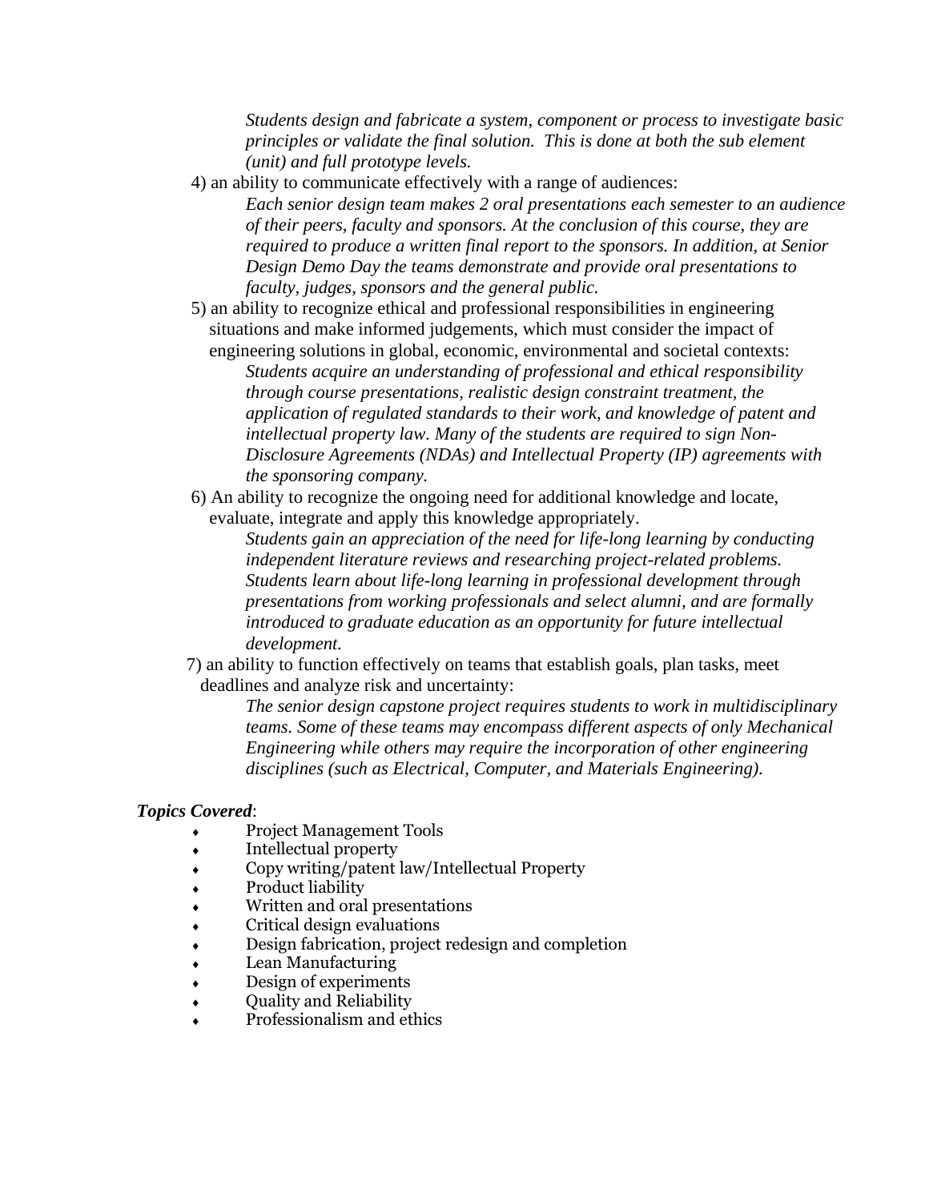*Students design and fabricate a system, component or process to investigate basic principles or validate the final solution. This is done at both the sub element (unit) and full prototype levels.*

4) an ability to communicate effectively with a range of audiences:

*Each senior design team makes 2 oral presentations each semester to an audience of their peers, faculty and sponsors. At the conclusion of this course, they are required to produce a written final report to the sponsors. In addition, at Senior Design Demo Day the teams demonstrate and provide oral presentations to faculty, judges, sponsors and the general public.*

5) an ability to recognize ethical and professional responsibilities in engineering situations and make informed judgements, which must consider the impact of engineering solutions in global, economic, environmental and societal contexts:

*Students acquire an understanding of professional and ethical responsibility through course presentations, realistic design constraint treatment, the application of regulated standards to their work, and knowledge of patent and intellectual property law. Many of the students are required to sign Non-Disclosure Agreements (NDAs) and Intellectual Property (IP) agreements with the sponsoring company.*

6) An ability to recognize the ongoing need for additional knowledge and locate, evaluate, integrate and apply this knowledge appropriately.

*Students gain an appreciation of the need for life-long learning by conducting independent literature reviews and researching project-related problems. Students learn about life-long learning in professional development through presentations from working professionals and select alumni, and are formally introduced to graduate education as an opportunity for future intellectual development.*

7) an ability to function effectively on teams that establish goals, plan tasks, meet deadlines and analyze risk and uncertainty:

*The senior design capstone project requires students to work in multidisciplinary teams. Some of these teams may encompass different aspects of only Mechanical Engineering while others may require the incorporation of other engineering disciplines (such as Electrical, Computer, and Materials Engineering).*

***Topics Covered***:

- Project Management Tools
- Intellectual property
- Copy writing/patent law/Intellectual Property
- Product liability
- Written and oral presentations
- Critical design evaluations
- Design fabrication, project redesign and completion
- Lean Manufacturing
- Design of experiments
- Quality and Reliability
- Professionalism and ethics